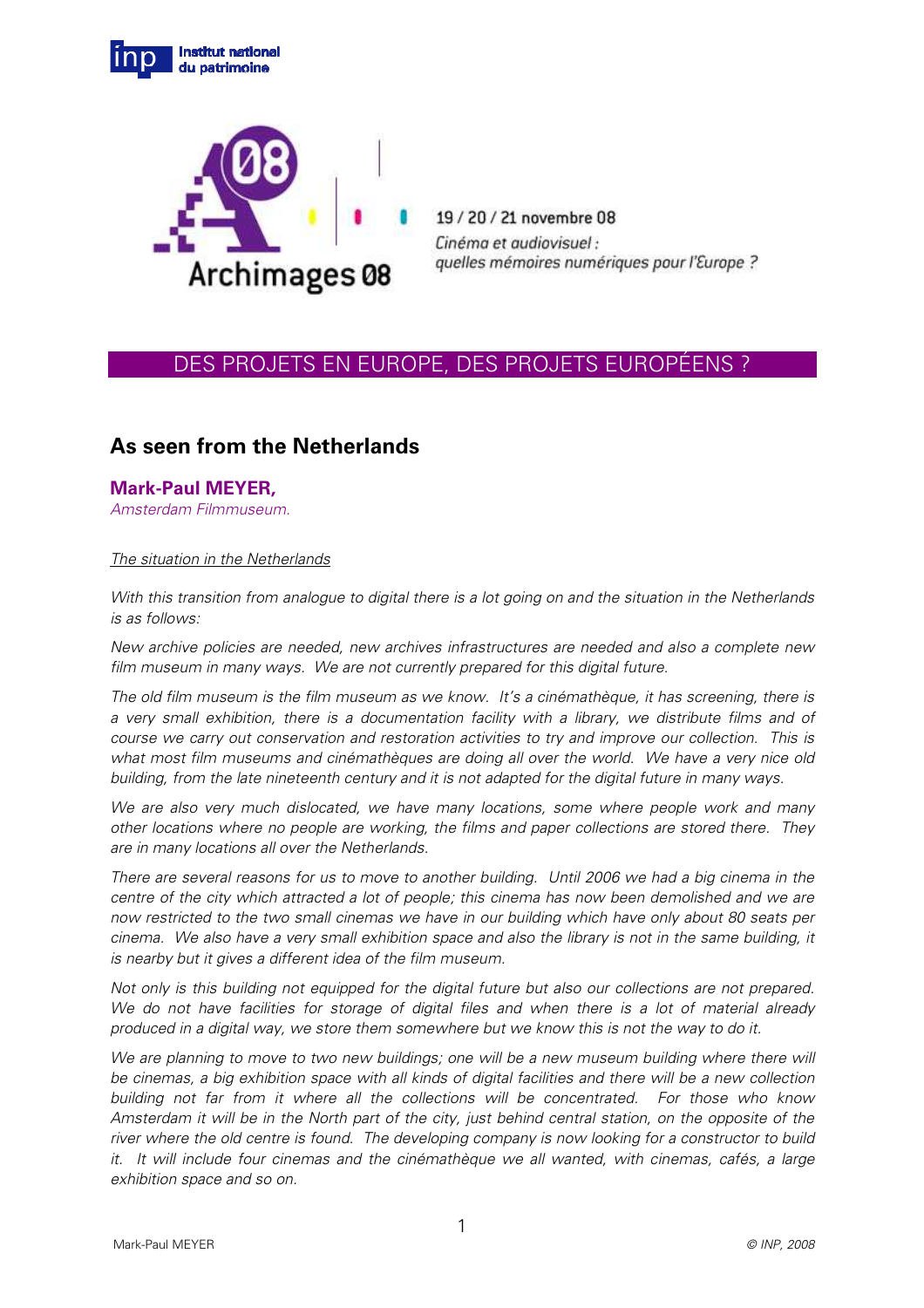19 / 20 / 21 novembre 08

*Cinéma et audiovisuel : quelles mémoires numériques pour l'Europe ?*

## DES PROJETS EN EUROPE, DES PROJETS EUROPÉENS ?

# As seen from the Netherlands

**Mark-Paul MEYER,**

*Amsterdam Filmmuseum.*

*The situation in the Netherlands*

*With this transition from analogue to digital there is a lot going on and the situation in the Netherlands is as follows:*

*New archive policies are needed, new archives infrastructures are needed and also a complete new film museum in many ways. We are not currently prepared for this digital future.*

*The old film museum is the film museum as we know. It's a cinémathèque, it has screening, there is a very small exhibition, there is a documentation facility with a library, we distribute films and of course we carry out conservation and restoration activities to try and improve our collection. This is what most film museums and cinémathèques are doing all over the world. We have a very nice old building, from the late nineteenth century and it is not adapted for the digital future in many ways.*

*We are also very much dislocated, we have many locations, some where people work and many other locations where no people are working, the films and paper collections are stored there. They are in many locations all over the Netherlands.*

*There are several reasons for us to move to another building. Until 2006 we had a big cinema in the centre of the city which attracted a lot of people; this cinema has now been demolished and we are now restricted to the two small cinemas we have in our building which have only about 80 seats per cinema. We also have a very small exhibition space and also the library is not in the same building, it is nearby but it gives a different idea of the film museum.*

*Not only is this building not equipped for the digital future but also our collections are not prepared. We do not have facilities for storage of digital files and when there is a lot of material already produced in a digital way, we store them somewhere but we know this is not the way to do it.*

*We are planning to move to two new buildings; one will be a new museum building where there will be cinemas, a big exhibition space with all kinds of digital facilities and there will be a new collection building not far from it where all the collections will be concentrated. For those who know Amsterdam it will be in the North part of the city, just behind central station, on the opposite of the river where the old centre is found. The developing company is now looking for a constructor to build it. It will include four cinemas and the cinémathèque we all wanted, with cinemas, cafés, a large exhibition space and so on.*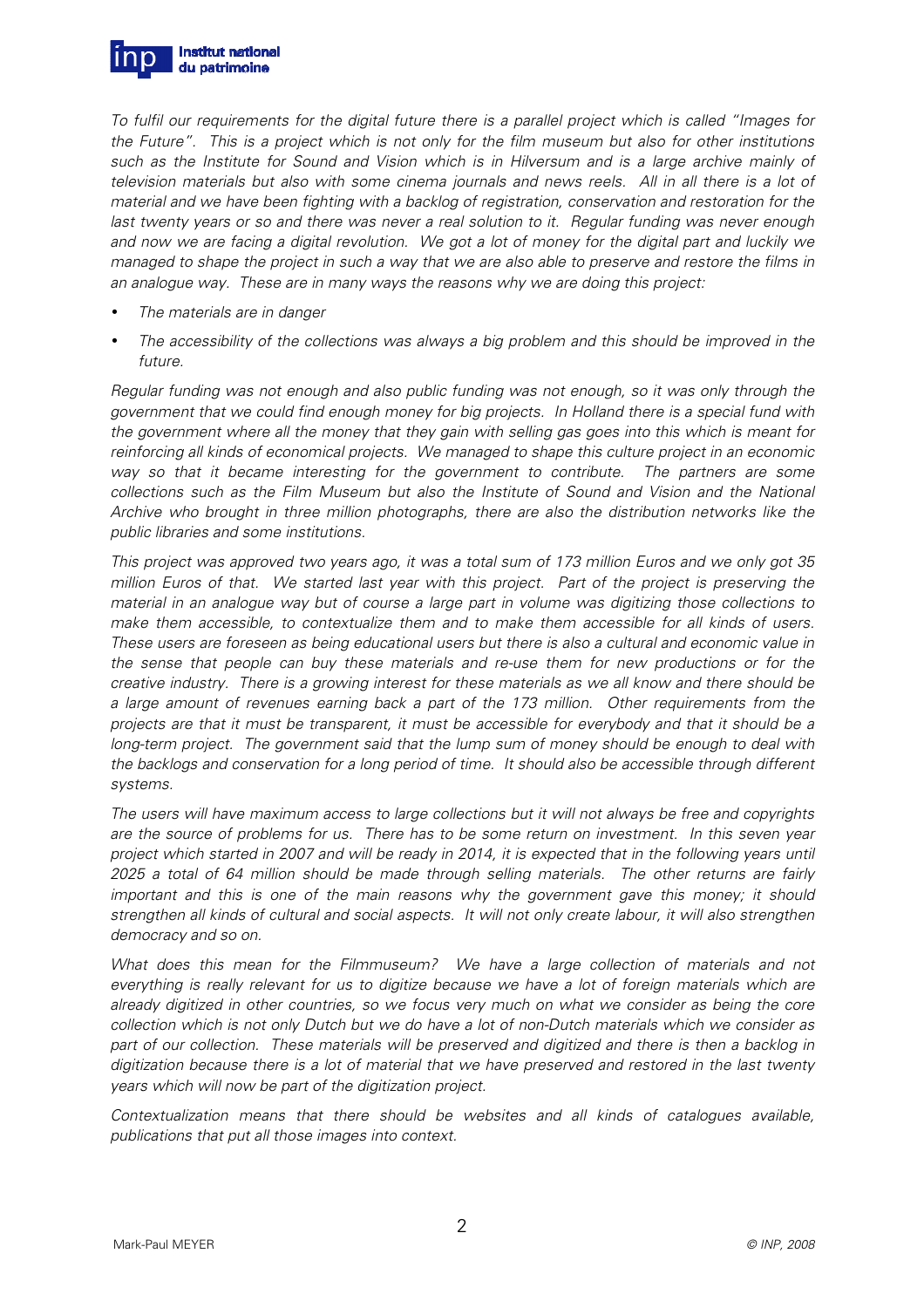*To fulfil our requirements for the digital future there is a parallel project which is called "Images for the Future". This is a project which is not only for the film museum but also for other institutions such as the Institute for Sound and Vision which is in Hilversum and is a large archive mainly of television materials but also with some cinema journals and news reels. All in all there is a lot of material and we have been fighting with a backlog of registration, conservation and restoration for the last twenty years or so and there was never a real solution to it. Regular funding was never enough and now we are facing a digital revolution. We got a lot of money for the digital part and luckily we managed to shape the project in such a way that we are also able to preserve and restore the films in an analogue way. These are in many ways the reasons why we are doing this project:*

- *The materials are in danger*
- *The accessibility of the collections was always a big problem and this should be improved in the future.*

*Regular funding was not enough and also public funding was not enough, so it was only through the government that we could find enough money for big projects. In Holland there is a special fund with the government where all the money that they gain with selling gas goes into this which is meant for reinforcing all kinds of economical projects. We managed to shape this culture project in an economic way so that it became interesting for the government to contribute. The partners are some collections such as the Film Museum but also the Institute of Sound and Vision and the National Archive who brought in three million photographs, there are also the distribution networks like the public libraries and some institutions.*

*This project was approved two years ago, it was a total sum of 173 million Euros and we only got 35 million Euros of that. We started last year with this project. Part of the project is preserving the material in an analogue way but of course a large part in volume was digitizing those collections to make them accessible, to contextualize them and to make them accessible for all kinds of users. These users are foreseen as being educational users but there is also a cultural and economic value in the sense that people can buy these materials and re-use them for new productions or for the creative industry. There is a growing interest for these materials as we all know and there should be a large amount of revenues earning back a part of the 173 million. Other requirements from the projects are that it must be transparent, it must be accessible for everybody and that it should be a long-term project. The government said that the lump sum of money should be enough to deal with the backlogs and conservation for a long period of time. It should also be accessible through different systems.*

*The users will have maximum access to large collections but it will not always be free and copyrights are the source of problems for us. There has to be some return on investment. In this seven year project which started in 2007 and will be ready in 2014, it is expected that in the following years until 2025 a total of 64 million should be made through selling materials. The other returns are fairly important and this is one of the main reasons why the government gave this money; it should strengthen all kinds of cultural and social aspects. It will not only create labour, it will also strengthen democracy and so on.*

*What does this mean for the Filmmuseum? We have a large collection of materials and not everything is really relevant for us to digitize because we have a lot of foreign materials which are already digitized in other countries, so we focus very much on what we consider as being the core collection which is not only Dutch but we do have a lot of non-Dutch materials which we consider as part of our collection. These materials will be preserved and digitized and there is then a backlog in digitization because there is a lot of material that we have preserved and restored in the last twenty years which will now be part of the digitization project.*

*Contextualization means that there should be websites and all kinds of catalogues available, publications that put all those images into context.*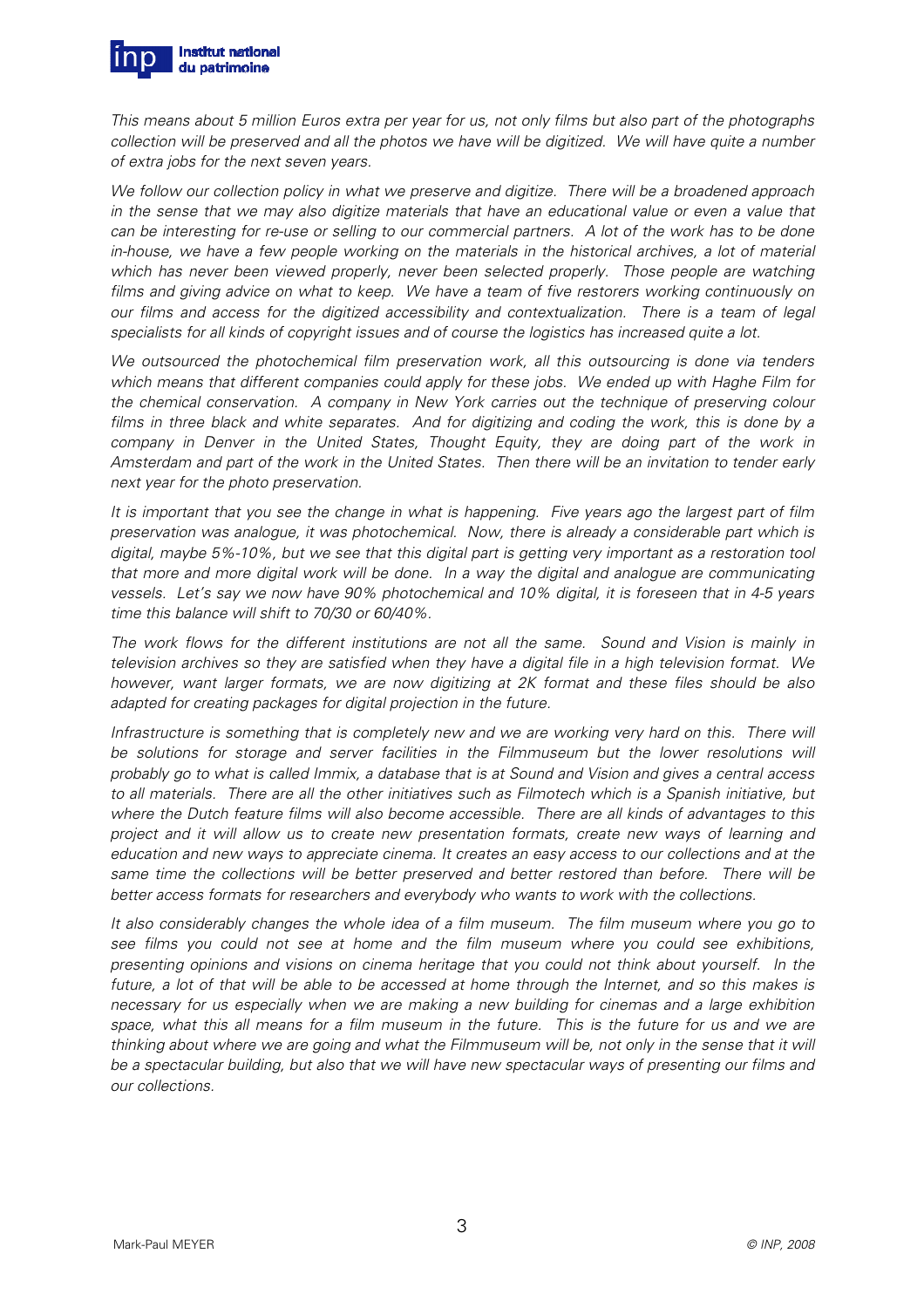*This means about 5 million Euros extra per year for us, not only films but also part of the photographs collection will be preserved and all the photos we have will be digitized. We will have quite a number of extra jobs for the next seven years.*

*We follow our collection policy in what we preserve and digitize. There will be a broadened approach in the sense that we may also digitize materials that have an educational value or even a value that can be interesting for re-use or selling to our commercial partners. A lot of the work has to be done in-house, we have a few people working on the materials in the historical archives, a lot of material which has never been viewed properly, never been selected properly. Those people are watching films and giving advice on what to keep. We have a team of five restorers working continuously on our films and access for the digitized accessibility and contextualization. There is a team of legal specialists for all kinds of copyright issues and of course the logistics has increased quite a lot.*

*We outsourced the photochemical film preservation work, all this outsourcing is done via tenders which means that different companies could apply for these jobs. We ended up with Haghe Film for the chemical conservation. A company in New York carries out the technique of preserving colour films in three black and white separates. And for digitizing and coding the work, this is done by a company in Denver in the United States, Thought Equity, they are doing part of the work in Amsterdam and part of the work in the United States. Then there will be an invitation to tender early next year for the photo preservation.*

*It is important that you see the change in what is happening. Five years ago the largest part of film preservation was analogue, it was photochemical. Now, there is already a considerable part which is digital, maybe 5%-10%, but we see that this digital part is getting very important as a restoration tool that more and more digital work will be done. In a way the digital and analogue are communicating vessels. Let's say we now have 90% photochemical and 10% digital, it is foreseen that in 4-5 years time this balance will shift to 70/30 or 60/40%.*

*The work flows for the different institutions are not all the same. Sound and Vision is mainly in television archives so they are satisfied when they have a digital file in a high television format. We however, want larger formats, we are now digitizing at 2K format and these files should be also adapted for creating packages for digital projection in the future.*

*Infrastructure is something that is completely new and we are working very hard on this. There will be solutions for storage and server facilities in the Filmmuseum but the lower resolutions will probably go to what is called Immix, a database that is at Sound and Vision and gives a central access to all materials. There are all the other initiatives such as Filmotech which is a Spanish initiative, but where the Dutch feature films will also become accessible. There are all kinds of advantages to this project and it will allow us to create new presentation formats, create new ways of learning and education and new ways to appreciate cinema. It creates an easy access to our collections and at the same time the collections will be better preserved and better restored than before. There will be better access formats for researchers and everybody who wants to work with the collections.*

*It also considerably changes the whole idea of a film museum. The film museum where you go to see films you could not see at home and the film museum where you could see exhibitions, presenting opinions and visions on cinema heritage that you could not think about yourself. In the future, a lot of that will be able to be accessed at home through the Internet, and so this makes is necessary for us especially when we are making a new building for cinemas and a large exhibition space, what this all means for a film museum in the future. This is the future for us and we are thinking about where we are going and what the Filmmuseum will be, not only in the sense that it will be a spectacular building, but also that we will have new spectacular ways of presenting our films and our collections.*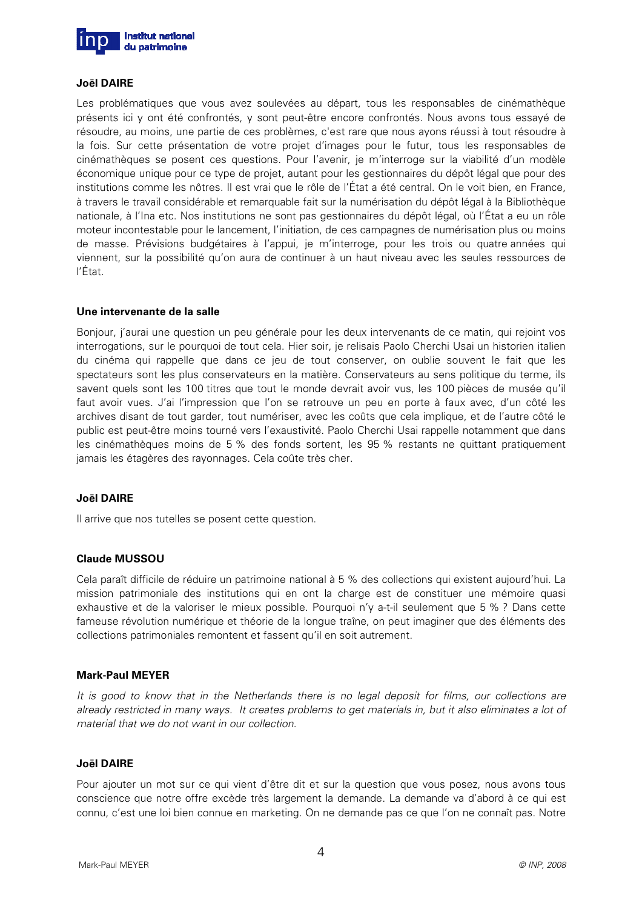**Joël DAIRE**

Les problématiques que vous avez soulevées au départ, tous les responsables de cinémathèque présents ici y ont été confrontés, y sont peut-être encore confrontés. Nous avons tous essayé de résoudre, au moins, une partie de ces problèmes, c'est rare que nous ayons réussi à tout résoudre à la fois. Sur cette présentation de votre projet d'images pour le futur, tous les responsables de cinémathèques se posent ces questions. Pour l'avenir, je m'interroge sur la viabilité d'un modèle économique unique pour ce type de projet, autant pour les gestionnaires du dépôt légal que pour des institutions comme les nôtres. Il est vrai que le rôle de l'État a été central. On le voit bien, en France, à travers le travail considérable et remarquable fait sur la numérisation du dépôt légal à la Bibliothèque nationale, à l'Ina etc. Nos institutions ne sont pas gestionnaires du dépôt légal, où l'État a eu un rôle moteur incontestable pour le lancement, l'initiation, de ces campagnes de numérisation plus ou moins de masse. Prévisions budgétaires à l'appui, je m'interroge, pour les trois ou quatre années qui viennent, sur la possibilité qu'on aura de continuer à un haut niveau avec les seules ressources de l'État.

**Une intervenante de la salle**

Bonjour, j'aurai une question un peu générale pour les deux intervenants de ce matin, qui rejoint vos interrogations, sur le pourquoi de tout cela. Hier soir, je relisais Paolo Cherchi Usai un historien italien du cinéma qui rappelle que dans ce jeu de tout conserver, on oublie souvent le fait que les spectateurs sont les plus conservateurs en la matière. Conservateurs au sens politique du terme, ils savent quels sont les 100 titres que tout le monde devrait avoir vus, les 100 pièces de musée qu'il faut avoir vues. J'ai l'impression que l'on se retrouve un peu en porte à faux avec, d'un côté les archives disant de tout garder, tout numériser, avec les coûts que cela implique, et de l'autre côté le public est peut-être moins tourné vers l'exaustivité. Paolo Cherchi Usai rappelle notamment que dans les cinémathèques moins de 5 % des fonds sortent, les 95 % restants ne quittant pratiquement jamais les étagères des rayonnages. Cela coûte très cher.

**Joël DAIRE**

Il arrive que nos tutelles se posent cette question.

**Claude MUSSOU**

Cela paraît difficile de réduire un patrimoine national à 5 % des collections qui existent aujourd'hui. La mission patrimoniale des institutions qui en ont la charge est de constituer une mémoire quasi exhaustive et de la valoriser le mieux possible. Pourquoi n'y a-t-il seulement que 5 % ? Dans cette fameuse révolution numérique et théorie de la longue traîne, on peut imaginer que des éléments des collections patrimoniales remontent et fassent qu'il en soit autrement.

**Mark-Paul MEYER**

*It is good to know that in the Netherlands there is no legal deposit for films, our collections are already restricted in many ways. It creates problems to get materials in, but it also eliminates a lot of material that we do not want in our collection.*

**Joël DAIRE**

Pour ajouter un mot sur ce qui vient d'être dit et sur la question que vous posez, nous avons tous conscience que notre offre excède très largement la demande. La demande va d'abord à ce qui est connu, c'est une loi bien connue en marketing. On ne demande pas ce que l'on ne connaît pas. Notre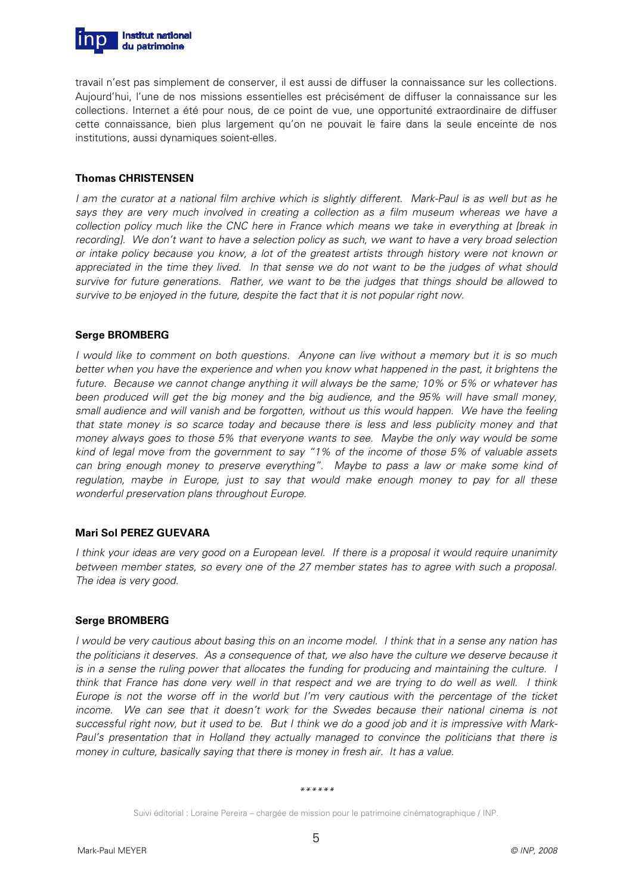travail n'est pas simplement de conserver, il est aussi de diffuser la connaissance sur les collections. Aujourd'hui, l'une de nos missions essentielles est précisément de diffuser la connaissance sur les collections. Internet a été pour nous, de ce point de vue, une opportunité extraordinaire de diffuser cette connaissance, bien plus largement qu'on ne pouvait le faire dans la seule enceinte de nos institutions, aussi dynamiques soient-elles.

**Thomas CHRISTENSEN**

*I am the curator at a national film archive which is slightly different. Mark-Paul is as well but as he says they are very much involved in creating a collection as a film museum whereas we have a collection policy much like the CNC here in France which means we take in everything at [break in recording]. We don't want to have a selection policy as such, we want to have a very broad selection or intake policy because you know, a lot of the greatest artists through history were not known or appreciated in the time they lived. In that sense we do not want to be the judges of what should survive for future generations. Rather, we want to be the judges that things should be allowed to survive to be enjoyed in the future, despite the fact that it is not popular right now.*

**Serge BROMBERG**

*I would like to comment on both questions. Anyone can live without a memory but it is so much better when you have the experience and when you know what happened in the past, it brightens the future. Because we cannot change anything it will always be the same; 10% or 5% or whatever has been produced will get the big money and the big audience, and the 95% will have small money, small audience and will vanish and be forgotten, without us this would happen. We have the feeling that state money is so scarce today and because there is less and less publicity money and that money always goes to those 5% that everyone wants to see. Maybe the only way would be some kind of legal move from the government to say "1% of the income of those 5% of valuable assets can bring enough money to preserve everything". Maybe to pass a law or make some kind of regulation, maybe in Europe, just to say that would make enough money to pay for all these wonderful preservation plans throughout Europe.*

**Mari Sol PEREZ GUEVARA**

*I think your ideas are very good on a European level. If there is a proposal it would require unanimity between member states, so every one of the 27 member states has to agree with such a proposal. The idea is very good.*

**Serge BROMBERG**

*I would be very cautious about basing this on an income model. I think that in a sense any nation has the politicians it deserves. As a consequence of that, we also have the culture we deserve because it is in a sense the ruling power that allocates the funding for producing and maintaining the culture. I think that France has done very well in that respect and we are trying to do well as well. I think Europe is not the worse off in the world but I'm very cautious with the percentage of the ticket income. We can see that it doesn't work for the Swedes because their national cinema is not successful right now, but it used to be. But I think we do a good job and it is impressive with Mark-Paul's presentation that in Holland they actually managed to convince the politicians that there is money in culture, basically saying that there is money in fresh air. It has a value.*

\*\*\*\*\*\*

Suivi éditorial : Loraine Pereira – chargée de mission pour le patrimoine cinématographique / INP.